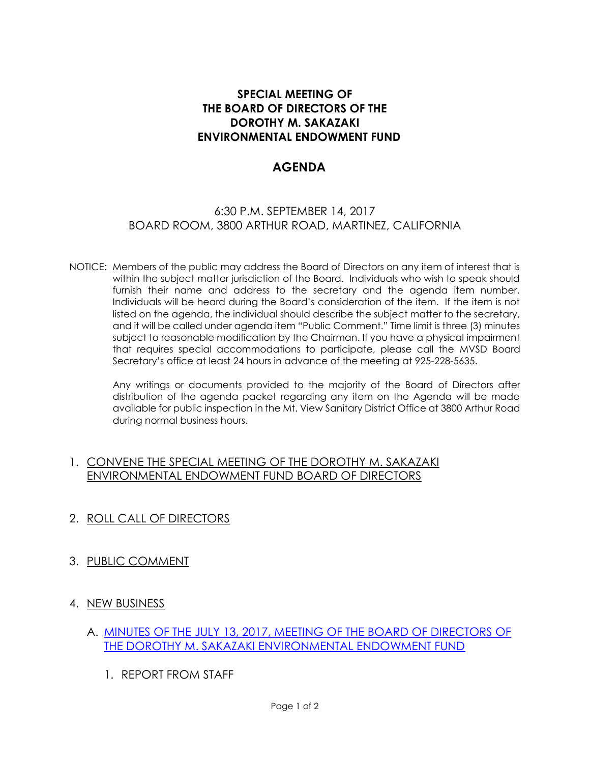# SPECIAL MEETING OF THE BOARD OF DIRECTORS OF THE DOROTHY M. SAKAZAKI ENVIRONMENTAL ENDOWMENT FUND

## AGENDA

6:30 P.M. SEPTEMBER 14, 2017
BOARD ROOM, 3800 ARTHUR ROAD, MARTINEZ, CALIFORNIA

NOTICE: Members of the public may address the Board of Directors on any item of interest that is within the subject matter jurisdiction of the Board. Individuals who wish to speak should furnish their name and address to the secretary and the agenda item number. Individuals will be heard during the Board's consideration of the item. If the item is not listed on the agenda, the individual should describe the subject matter to the secretary, and it will be called under agenda item "Public Comment." Time limit is three (3) minutes subject to reasonable modification by the Chairman. If you have a physical impairment that requires special accommodations to participate, please call the MVSD Board Secretary's office at least 24 hours in advance of the meeting at 925-228-5635.

Any writings or documents provided to the majority of the Board of Directors after distribution of the agenda packet regarding any item on the Agenda will be made available for public inspection in the Mt. View Sanitary District Office at 3800 Arthur Road during normal business hours.

1. CONVENE THE SPECIAL MEETING OF THE DOROTHY M. SAKAZAKI ENVIRONMENTAL ENDOWMENT FUND BOARD OF DIRECTORS

2. ROLL CALL OF DIRECTORS

3. PUBLIC COMMENT

4. NEW BUSINESS

   A. MINUTES OF THE JULY 13, 2017, MEETING OF THE BOARD OF DIRECTORS OF THE DOROTHY M. SAKAZAKI ENVIRONMENTAL ENDOWMENT FUND

      1. REPORT FROM STAFF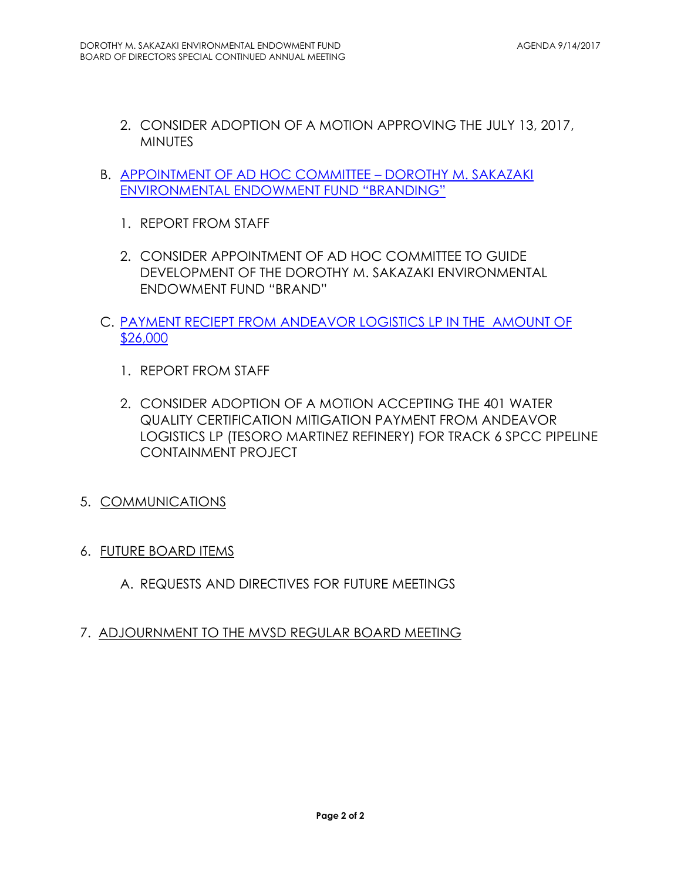2. CONSIDER ADOPTION OF A MOTION APPROVING THE JULY 13, 2017, MINUTES

B. APPOINTMENT OF AD HOC COMMITTEE – DOROTHY M. SAKAZAKI ENVIRONMENTAL ENDOWMENT FUND "BRANDING"

1. REPORT FROM STAFF

2. CONSIDER APPOINTMENT OF AD HOC COMMITTEE TO GUIDE DEVELOPMENT OF THE DOROTHY M. SAKAZAKI ENVIRONMENTAL ENDOWMENT FUND "BRAND"

C. PAYMENT RECIEPT FROM ANDEAVOR LOGISTICS LP IN THE AMOUNT OF $26,000

1. REPORT FROM STAFF

2. CONSIDER ADOPTION OF A MOTION ACCEPTING THE 401 WATER QUALITY CERTIFICATION MITIGATION PAYMENT FROM ANDEAVOR LOGISTICS LP (TESORO MARTINEZ REFINERY) FOR TRACK 6 SPCC PIPELINE CONTAINMENT PROJECT

5. COMMUNICATIONS

6. FUTURE BOARD ITEMS

A. REQUESTS AND DIRECTIVES FOR FUTURE MEETINGS

7. ADJOURNMENT TO THE MVSD REGULAR BOARD MEETING